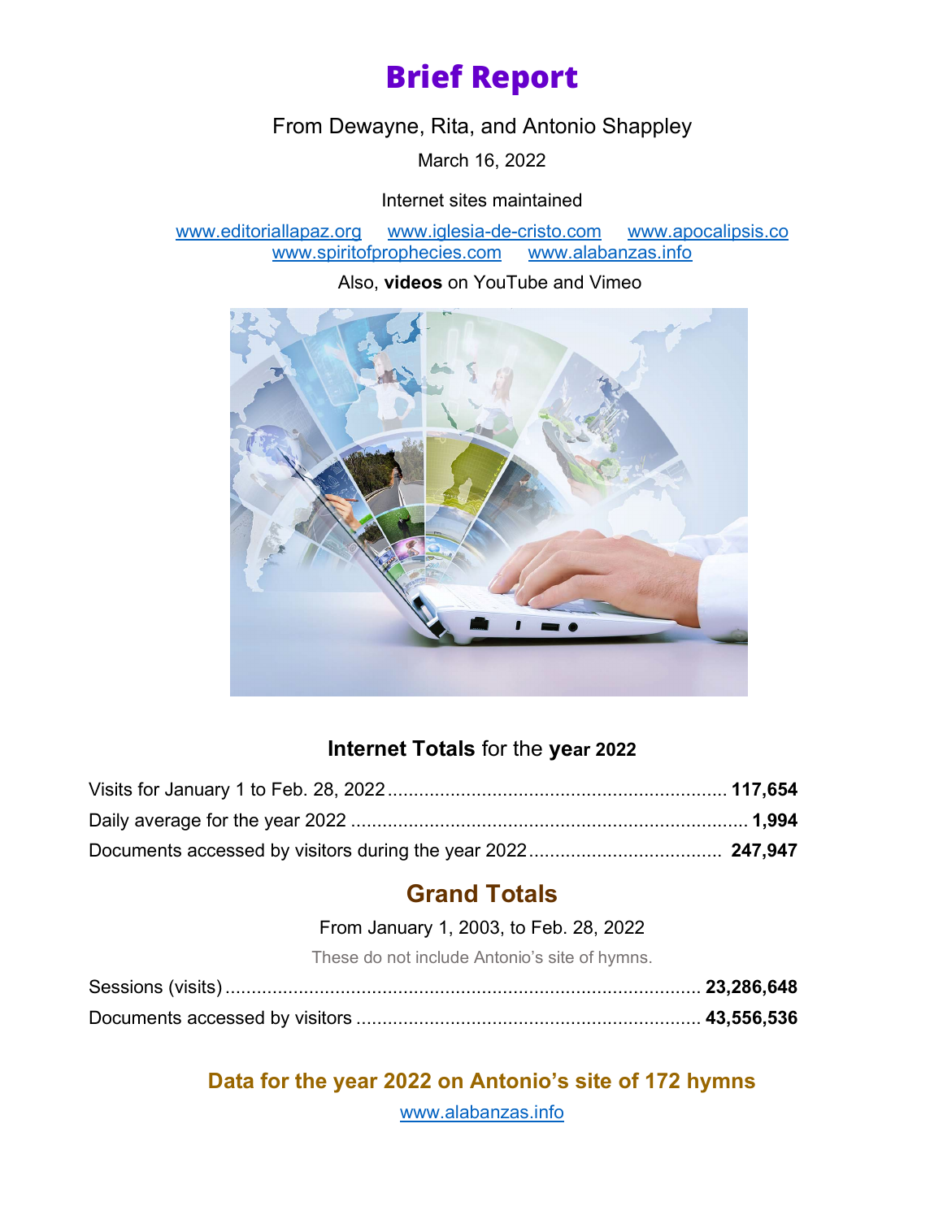# Brief Report

From Dewayne, Rita, and Antonio Shappley

March 16, 2022

Internet sites maintained

www.editoriallapaz.org www.iglesia-de-cristo.com www.apocalipsis.co
www.spiritofprophecies.com www.alabanzas.info

Also, **videos** on YouTube and Vimeo

### **Internet Totals** for the **year 2022**

Visits for January 1 to Feb. 28, 2022 ........ **117,654**

Daily average for the year 2022 ........ **1,994**

Documents accessed by visitors during the year 2022 ........ **247,947**

## Grand Totals

From January 1, 2003, to Feb. 28, 2022

These do not include Antonio's site of hymns.

Sessions (visits) ........ **23,286,648**

Documents accessed by visitors ........ **43,556,536**

### Data for the year 2022 on Antonio's site of 172 hymns

www.alabanzas.info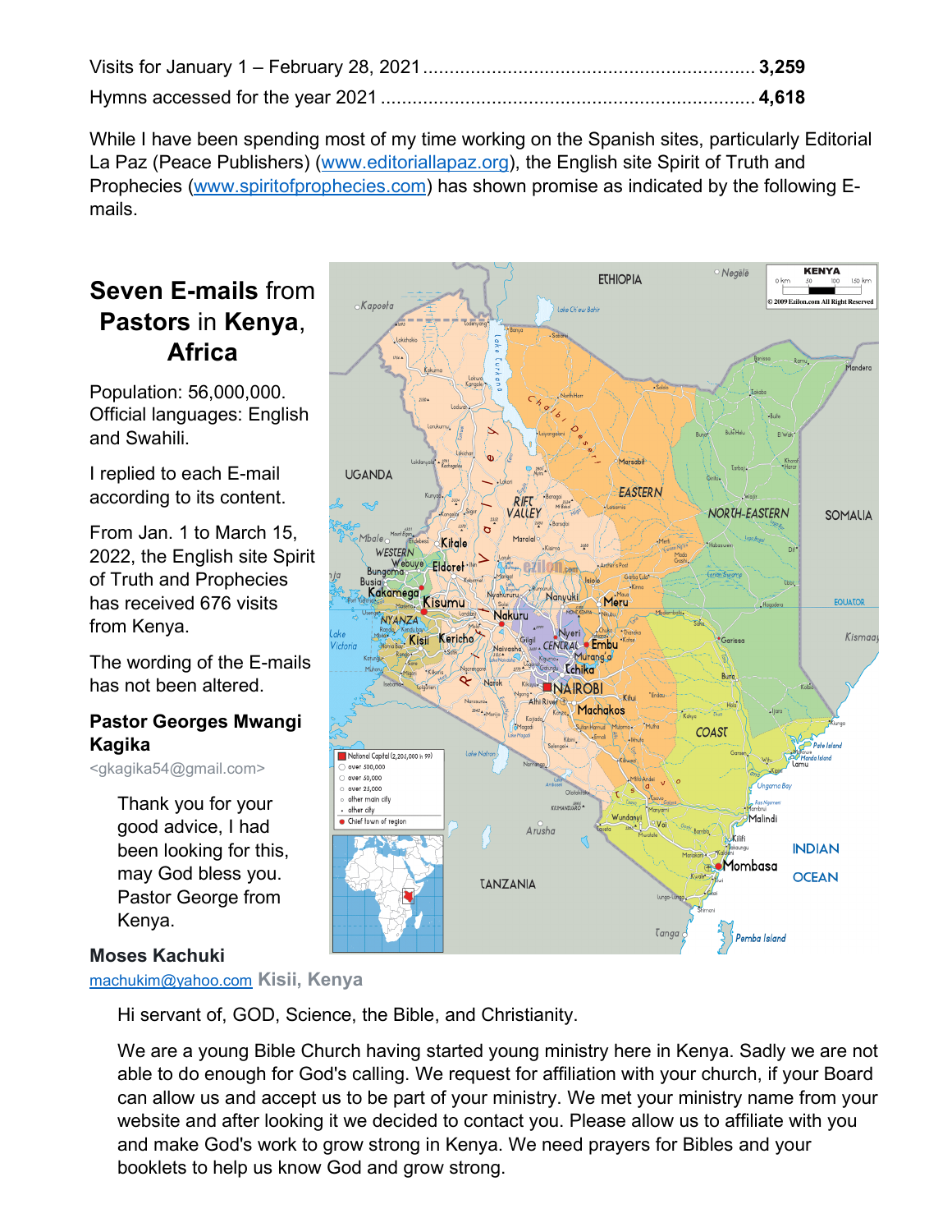Visits for January 1 – February 28, 2021 ............................................................ **3,259**

Hymns accessed for the year 2021 ..................................................................... **4,618**

While I have been spending most of my time working on the Spanish sites, particularly Editorial La Paz (Peace Publishers) (www.editoriallapaz.org), the English site Spirit of Truth and Prophecies (www.spiritofprophecies.com) has shown promise as indicated by the following E-mails.

## Seven E-mails from Pastors in Kenya, Africa

Population: 56,000,000. Official languages: English and Swahili.

I replied to each E-mail according to its content.

From Jan. 1 to March 15, 2022, the English site Spirit of Truth and Prophecies has received 676 visits from Kenya.

The wording of the E-mails has not been altered.

**Pastor Georges Mwangi Kagika**
<gkagika54@gmail.com>

> Thank you for your good advice, I had been looking for this, may God bless you. Pastor George from Kenya.

**Moses Kachuki**
machukim@yahoo.com **Kisii, Kenya**

> Hi servant of, GOD, Science, the Bible, and Christianity.
>
> We are a young Bible Church having started young ministry here in Kenya. Sadly we are not able to do enough for God's calling. We request for affiliation with your church, if your Board can allow us and accept us to be part of your ministry. We met your ministry name from your website and after looking it we decided to contact you. Please allow us to affiliate with you and make God's work to grow strong in Kenya. We need prayers for Bibles and your booklets to help us know God and grow strong.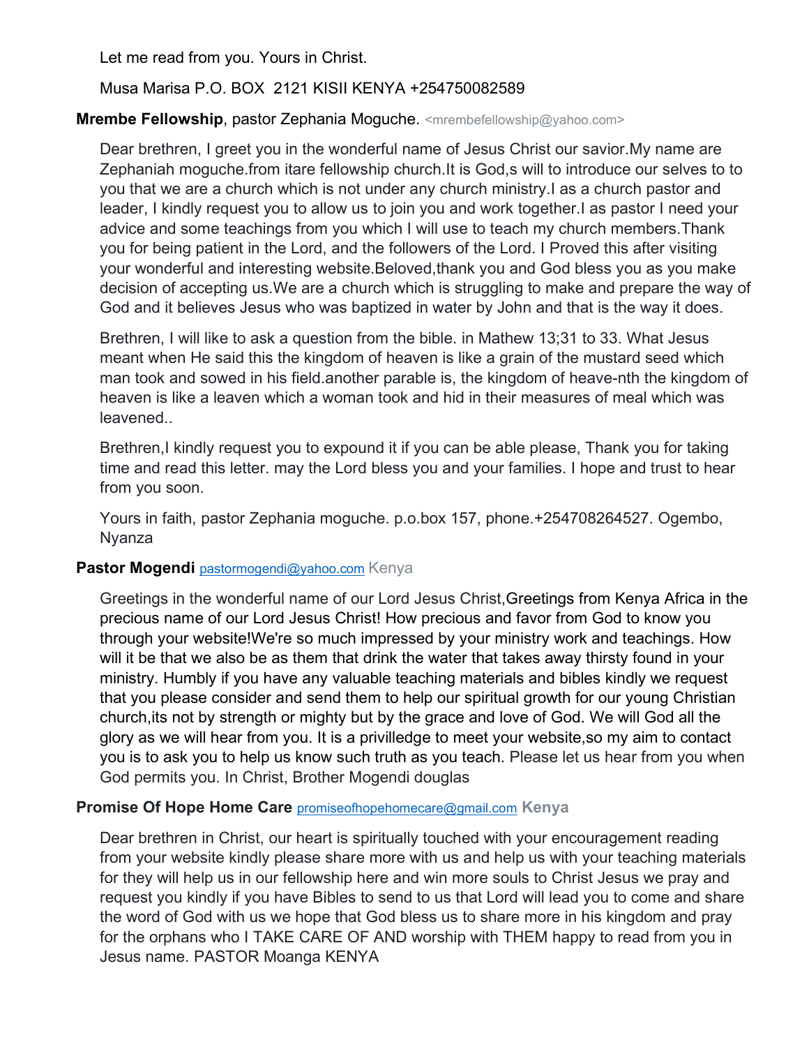Let me read from you. Yours in Christ.

Musa Marisa P.O. BOX 2121 KISII KENYA +254750082589

**Mrembe Fellowship**, pastor Zephania Moguche. <mrembefellowship@yahoo.com>

Dear brethren, I greet you in the wonderful name of Jesus Christ our savior.My name are Zephaniah moguche.from itare fellowship church.It is God,s will to introduce our selves to to you that we are a church which is not under any church ministry.I as a church pastor and leader, I kindly request you to allow us to join you and work together.I as pastor I need your advice and some teachings from you which I will use to teach my church members.Thank you for being patient in the Lord, and the followers of the Lord. I Proved this after visiting your wonderful and interesting website.Beloved,thank you and God bless you as you make decision of accepting us.We are a church which is struggling to make and prepare the way of God and it believes Jesus who was baptized in water by John and that is the way it does.

Brethren, I will like to ask a question from the bible. in Mathew 13;31 to 33. What Jesus meant when He said this the kingdom of heaven is like a grain of the mustard seed which man took and sowed in his field.another parable is, the kingdom of heave-nth the kingdom of heaven is like a leaven which a woman took and hid in their measures of meal which was leavened..

Brethren,I kindly request you to expound it if you can be able please, Thank you for taking time and read this letter. may the Lord bless you and your families. I hope and trust to hear from you soon.

Yours in faith, pastor Zephania moguche. p.o.box 157, phone.+254708264527. Ogembo, Nyanza

**Pastor Mogendi** pastormogendi@yahoo.com Kenya

Greetings in the wonderful name of our Lord Jesus Christ,Greetings from Kenya Africa in the precious name of our Lord Jesus Christ! How precious and favor from God to know you through your website!We're so much impressed by your ministry work and teachings. How will it be that we also be as them that drink the water that takes away thirsty found in your ministry. Humbly if you have any valuable teaching materials and bibles kindly we request that you please consider and send them to help our spiritual growth for our young Christian church,its not by strength or mighty but by the grace and love of God. We will God all the glory as we will hear from you. It is a privilledge to meet your website,so my aim to contact you is to ask you to help us know such truth as you teach. Please let us hear from you when God permits you. In Christ, Brother Mogendi douglas

**Promise Of Hope Home Care** promiseofhopehomecare@gmail.com **Kenya**

Dear brethren in Christ, our heart is spiritually touched with your encouragement reading from your website kindly please share more with us and help us with your teaching materials for they will help us in our fellowship here and win more souls to Christ Jesus we pray and request you kindly if you have Bibles to send to us that Lord will lead you to come and share the word of God with us we hope that God bless us to share more in his kingdom and pray for the orphans who I TAKE CARE OF AND worship with THEM happy to read from you in Jesus name. PASTOR Moanga KENYA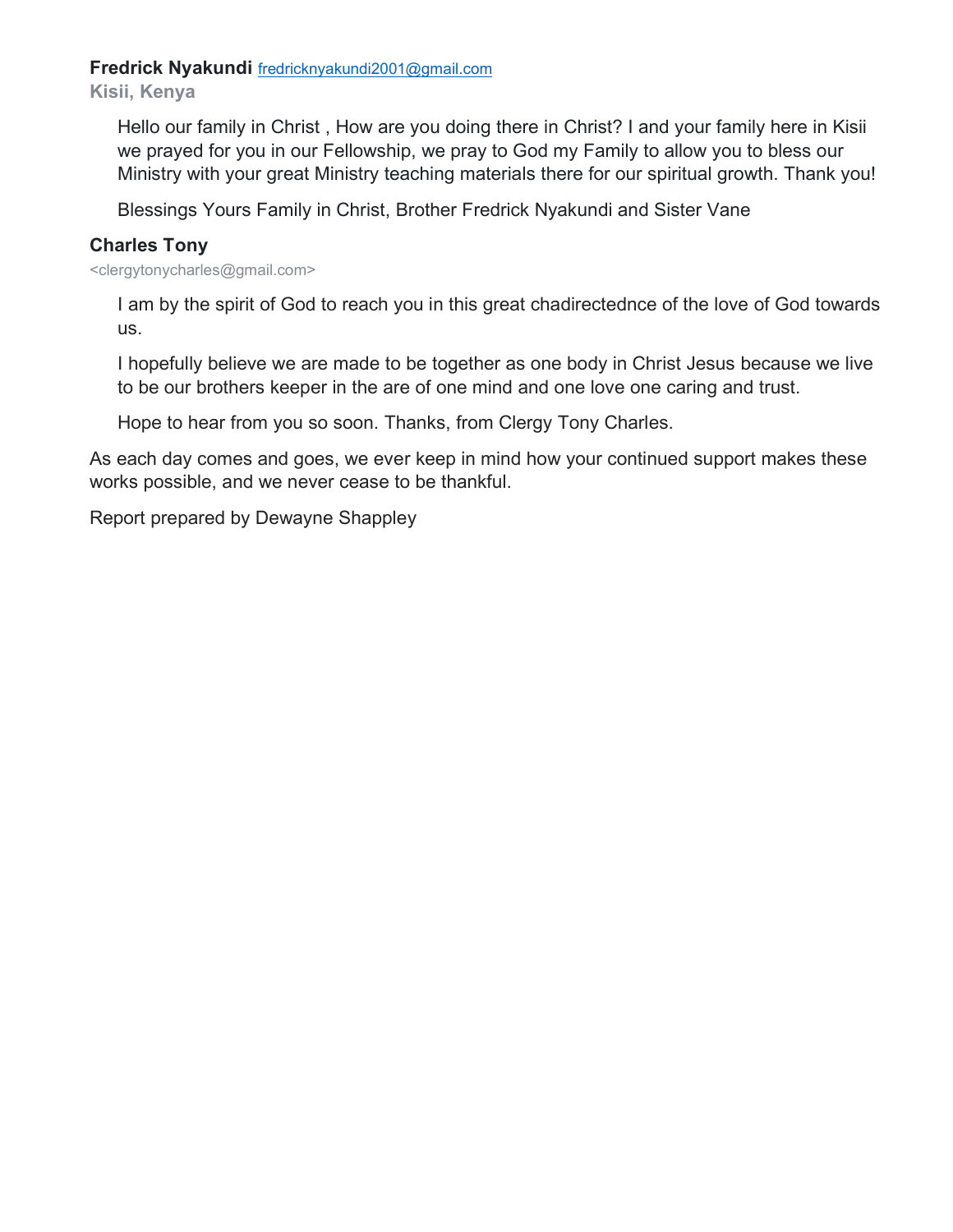**Fredrick Nyakundi** fredricknyakundi2001@gmail.com
**Kisii, Kenya**

> Hello our family in Christ , How are you doing there in Christ? I and your family here in Kisii we prayed for you in our Fellowship, we pray to God my Family to allow you to bless our Ministry with your great Ministry teaching materials there for our spiritual growth. Thank you!
>
> Blessings Yours Family in Christ, Brother Fredrick Nyakundi and Sister Vane

**Charles Tony**
<clergytonycharles@gmail.com>

> I am by the spirit of God to reach you in this great chadirectednce of the love of God towards us.
>
> I hopefully believe we are made to be together as one body in Christ Jesus because we live to be our brothers keeper in the are of one mind and one love one caring and trust.
>
> Hope to hear from you so soon. Thanks, from Clergy Tony Charles.

As each day comes and goes, we ever keep in mind how your continued support makes these works possible, and we never cease to be thankful.

Report prepared by Dewayne Shappley